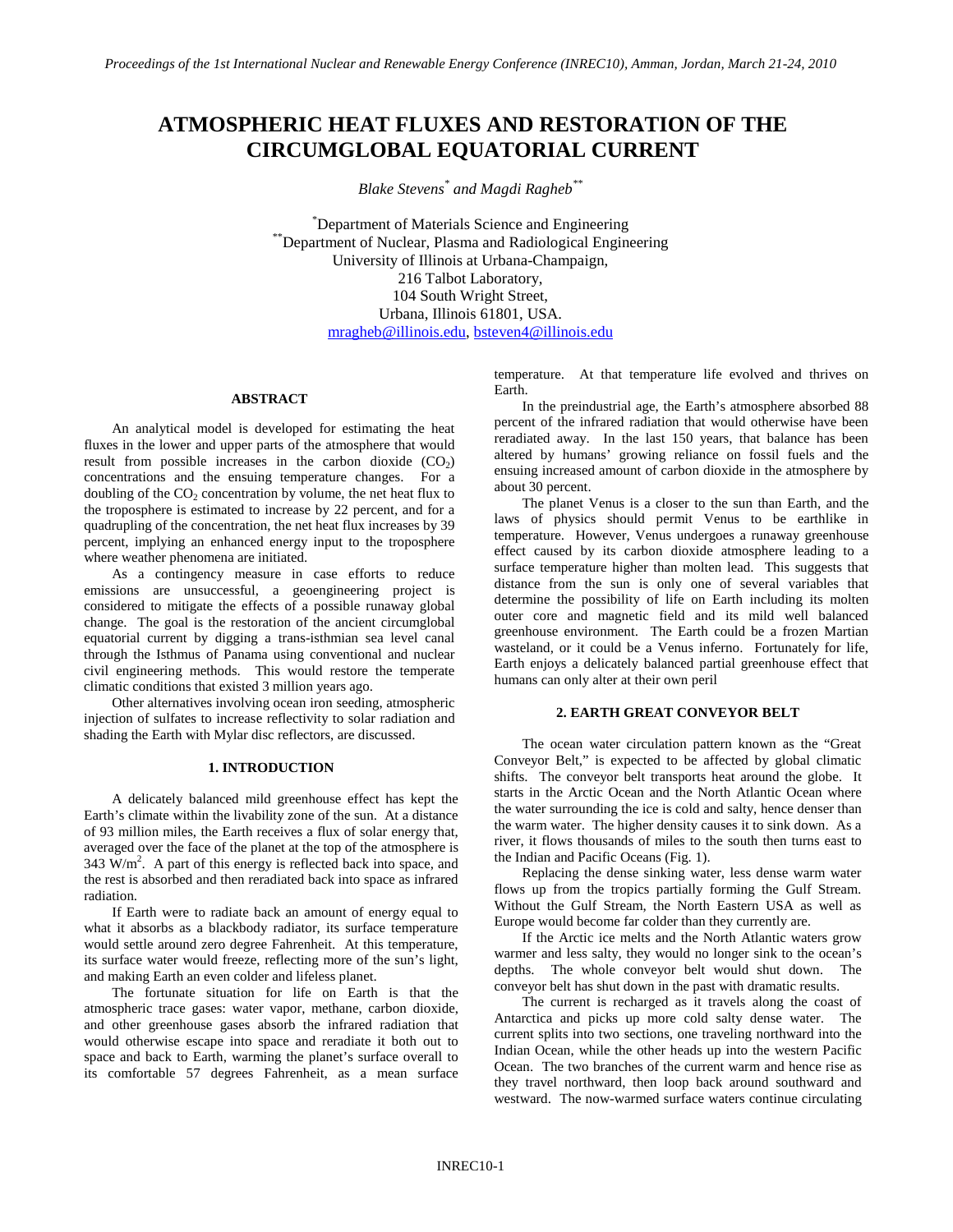# ATMOSPHERIC HEAT FLUXES AND RESTORATION OF THE CIRCUMGLOBAL EQUATORIAL CURRENT

*Blake Stevens[*] and Magdi Ragheb[**]*

[*]Department of Materials Science and Engineering
[**]Department of Nuclear, Plasma and Radiological Engineering
University of Illinois at Urbana-Champaign,
216 Talbot Laboratory,
104 South Wright Street,
Urbana, Illinois 61801, USA.
mragheb@illinois.edu, bsteven4@illinois.edu

## ABSTRACT

An analytical model is developed for estimating the heat fluxes in the lower and upper parts of the atmosphere that would result from possible increases in the carbon dioxide ($CO_2$) concentrations and the ensuing temperature changes. For a doubling of the $CO_2$ concentration by volume, the net heat flux to the troposphere is estimated to increase by 22 percent, and for a quadrupling of the concentration, the net heat flux increases by 39 percent, implying an enhanced energy input to the troposphere where weather phenomena are initiated.

As a contingency measure in case efforts to reduce emissions are unsuccessful, a geoengineering project is considered to mitigate the effects of a possible runaway global change. The goal is the restoration of the ancient circumglobal equatorial current by digging a trans-isthmian sea level canal through the Isthmus of Panama using conventional and nuclear civil engineering methods. This would restore the temperate climatic conditions that existed 3 million years ago.

Other alternatives involving ocean iron seeding, atmospheric injection of sulfates to increase reflectivity to solar radiation and shading the Earth with Mylar disc reflectors, are discussed.

## 1. INTRODUCTION

A delicately balanced mild greenhouse effect has kept the Earth's climate within the livability zone of the sun. At a distance of 93 million miles, the Earth receives a flux of solar energy that, averaged over the face of the planet at the top of the atmosphere is 343 $W/m^2$. A part of this energy is reflected back into space, and the rest is absorbed and then reradiated back into space as infrared radiation.

If Earth were to radiate back an amount of energy equal to what it absorbs as a blackbody radiator, its surface temperature would settle around zero degree Fahrenheit. At this temperature, its surface water would freeze, reflecting more of the sun's light, and making Earth an even colder and lifeless planet.

The fortunate situation for life on Earth is that the atmospheric trace gases: water vapor, methane, carbon dioxide, and other greenhouse gases absorb the infrared radiation that would otherwise escape into space and reradiate it both out to space and back to Earth, warming the planet's surface overall to its comfortable 57 degrees Fahrenheit, as a mean surface temperature. At that temperature life evolved and thrives on Earth.

In the preindustrial age, the Earth's atmosphere absorbed 88 percent of the infrared radiation that would otherwise have been reradiated away. In the last 150 years, that balance has been altered by humans' growing reliance on fossil fuels and the ensuing increased amount of carbon dioxide in the atmosphere by about 30 percent.

The planet Venus is a closer to the sun than Earth, and the laws of physics should permit Venus to be earthlike in temperature. However, Venus undergoes a runaway greenhouse effect caused by its carbon dioxide atmosphere leading to a surface temperature higher than molten lead. This suggests that distance from the sun is only one of several variables that determine the possibility of life on Earth including its molten outer core and magnetic field and its mild well balanced greenhouse environment. The Earth could be a frozen Martian wasteland, or it could be a Venus inferno. Fortunately for life, Earth enjoys a delicately balanced partial greenhouse effect that humans can only alter at their own peril

## 2. EARTH GREAT CONVEYOR BELT

The ocean water circulation pattern known as the "Great Conveyor Belt," is expected to be affected by global climatic shifts. The conveyor belt transports heat around the globe. It starts in the Arctic Ocean and the North Atlantic Ocean where the water surrounding the ice is cold and salty, hence denser than the warm water. The higher density causes it to sink down. As a river, it flows thousands of miles to the south then turns east to the Indian and Pacific Oceans (Fig. 1).

Replacing the dense sinking water, less dense warm water flows up from the tropics partially forming the Gulf Stream. Without the Gulf Stream, the North Eastern USA as well as Europe would become far colder than they currently are.

If the Arctic ice melts and the North Atlantic waters grow warmer and less salty, they would no longer sink to the ocean's depths. The whole conveyor belt would shut down. The conveyor belt has shut down in the past with dramatic results.

The current is recharged as it travels along the coast of Antarctica and picks up more cold salty dense water. The current splits into two sections, one traveling northward into the Indian Ocean, while the other heads up into the western Pacific Ocean. The two branches of the current warm and hence rise as they travel northward, then loop back around southward and westward. The now-warmed surface waters continue circulating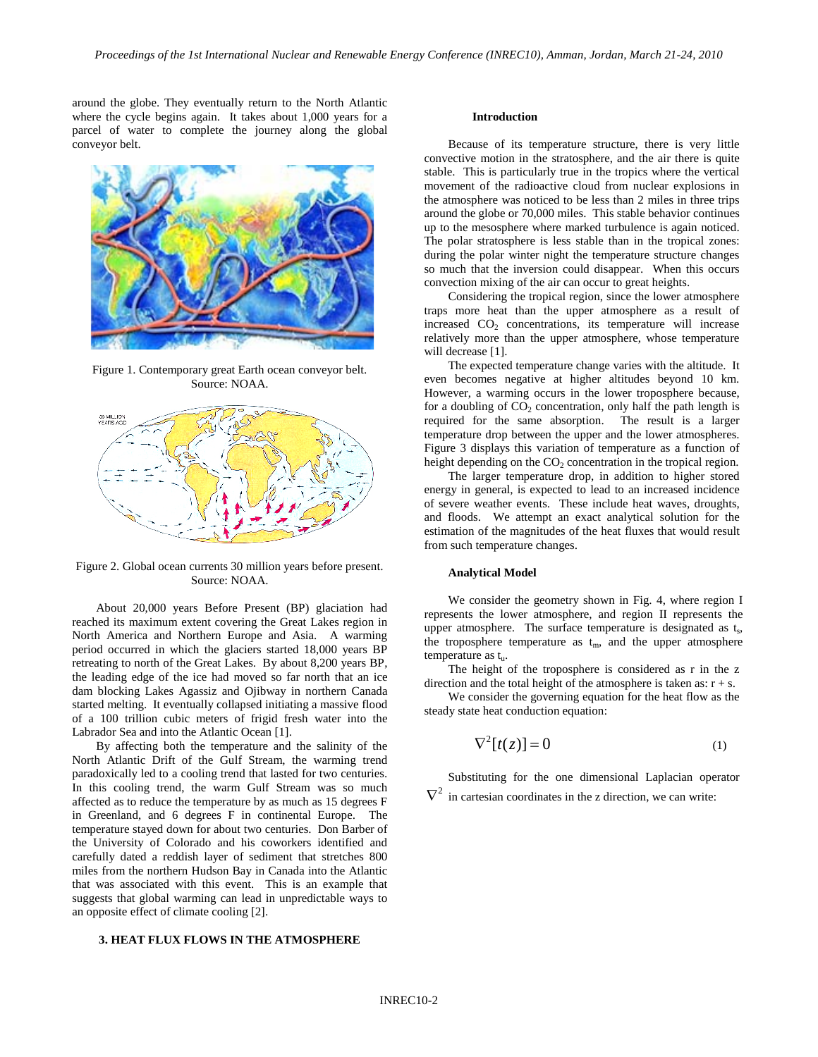around the globe. They eventually return to the North Atlantic where the cycle begins again. It takes about 1,000 years for a parcel of water to complete the journey along the global conveyor belt.

Figure 1. Contemporary great Earth ocean conveyor belt. Source: NOAA.

Figure 2. Global ocean currents 30 million years before present. Source: NOAA.

About 20,000 years Before Present (BP) glaciation had reached its maximum extent covering the Great Lakes region in North America and Northern Europe and Asia. A warming period occurred in which the glaciers started 18,000 years BP retreating to north of the Great Lakes. By about 8,200 years BP, the leading edge of the ice had moved so far north that an ice dam blocking Lakes Agassiz and Ojibway in northern Canada started melting. It eventually collapsed initiating a massive flood of a 100 trillion cubic meters of frigid fresh water into the Labrador Sea and into the Atlantic Ocean [1].

By affecting both the temperature and the salinity of the North Atlantic Drift of the Gulf Stream, the warming trend paradoxically led to a cooling trend that lasted for two centuries. In this cooling trend, the warm Gulf Stream was so much affected as to reduce the temperature by as much as 15 degrees F in Greenland, and 6 degrees F in continental Europe. The temperature stayed down for about two centuries. Don Barber of the University of Colorado and his coworkers identified and carefully dated a reddish layer of sediment that stretches 800 miles from the northern Hudson Bay in Canada into the Atlantic that was associated with this event. This is an example that suggests that global warming can lead in unpredictable ways to an opposite effect of climate cooling [2].

## 3. HEAT FLUX FLOWS IN THE ATMOSPHERE

### Introduction

Because of its temperature structure, there is very little convective motion in the stratosphere, and the air there is quite stable. This is particularly true in the tropics where the vertical movement of the radioactive cloud from nuclear explosions in the atmosphere was noticed to be less than 2 miles in three trips around the globe or 70,000 miles. This stable behavior continues up to the mesosphere where marked turbulence is again noticed. The polar stratosphere is less stable than in the tropical zones: during the polar winter night the temperature structure changes so much that the inversion could disappear. When this occurs convection mixing of the air can occur to great heights.

Considering the tropical region, since the lower atmosphere traps more heat than the upper atmosphere as a result of increased $CO_2$ concentrations, its temperature will increase relatively more than the upper atmosphere, whose temperature will decrease [1].

The expected temperature change varies with the altitude. It even becomes negative at higher altitudes beyond 10 km. However, a warming occurs in the lower troposphere because, for a doubling of $CO_2$ concentration, only half the path length is required for the same absorption. The result is a larger temperature drop between the upper and the lower atmospheres. Figure 3 displays this variation of temperature as a function of height depending on the $CO_2$ concentration in the tropical region.

The larger temperature drop, in addition to higher stored energy in general, is expected to lead to an increased incidence of severe weather events. These include heat waves, droughts, and floods. We attempt an exact analytical solution for the estimation of the magnitudes of the heat fluxes that would result from such temperature changes.

### Analytical Model

We consider the geometry shown in Fig. 4, where region I represents the lower atmosphere, and region II represents the upper atmosphere. The surface temperature is designated as $t_s$, the troposphere temperature as $t_m$, and the upper atmosphere temperature as $t_u$.

The height of the troposphere is considered as r in the z direction and the total height of the atmosphere is taken as: r + s.

We consider the governing equation for the heat flow as the steady state heat conduction equation:

$$\nabla^2[t(z)] = 0 \tag{1}$$

Substituting for the one dimensional Laplacian operator $\nabla^2$ in cartesian coordinates in the z direction, we can write: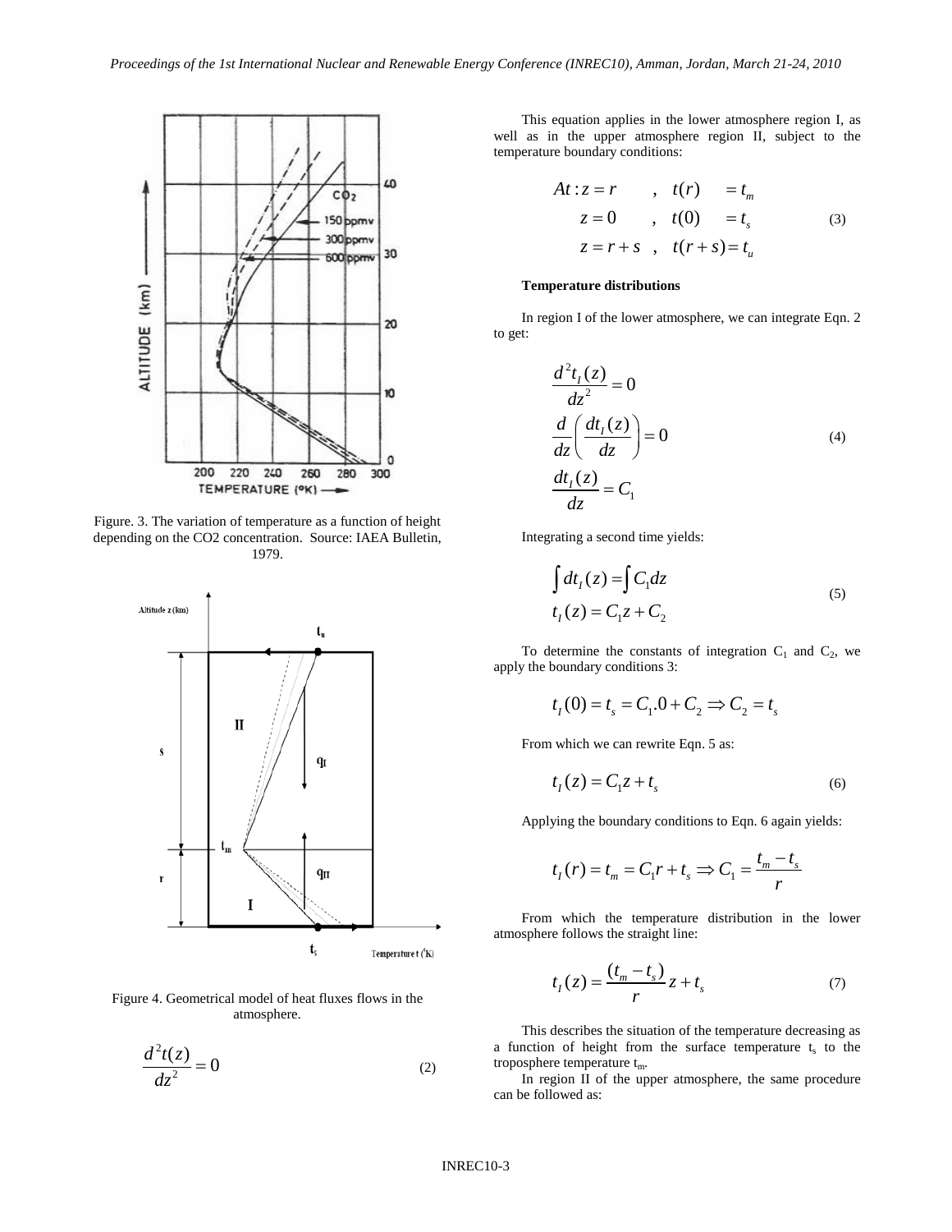Figure. 3. The variation of temperature as a function of height depending on the CO2 concentration. Source: IAEA Bulletin, 1979.

Figure 4. Geometrical model of heat fluxes flows in the atmosphere.

$$\frac{d^2t(z)}{dz^2} = 0 \tag{2}$$

This equation applies in the lower atmosphere region I, as well as in the upper atmosphere region II, subject to the temperature boundary conditions:

$$\begin{aligned} At: z = r \quad &, \quad t(r) = t_m \\ z = 0 \quad &, \quad t(0) = t_s \\ z = r + s \quad &, \quad t(r+s) = t_u \end{aligned} \tag{3}$$

**Temperature distributions**

In region I of the lower atmosphere, we can integrate Eqn. 2 to get:

$$\begin{aligned} \frac{d^2t_I(z)}{dz^2} &= 0 \\ \frac{d}{dz}\left(\frac{dt_I(z)}{dz}\right) &= 0 \\ \frac{dt_I(z)}{dz} &= C_1 \end{aligned} \tag{4}$$

Integrating a second time yields:

$$\begin{aligned} \int dt_I(z) &= \int C_1 dz \\ t_I(z) &= C_1 z + C_2 \end{aligned} \tag{5}$$

To determine the constants of integration $C_1$ and $C_2$, we apply the boundary conditions 3:

$$t_I(0) = t_s = C_1.0 + C_2 \Rightarrow C_2 = t_s$$

From which we can rewrite Eqn. 5 as:

$$t_I(z) = C_1 z + t_s \tag{6}$$

Applying the boundary conditions to Eqn. 6 again yields:

$$t_I(r) = t_m = C_1 r + t_s \Rightarrow C_1 = \frac{t_m - t_s}{r}$$

From which the temperature distribution in the lower atmosphere follows the straight line:

$$t_I(z) = \frac{(t_m - t_s)}{r} z + t_s \tag{7}$$

This describes the situation of the temperature decreasing as a function of height from the surface temperature $t_s$ to the troposphere temperature $t_m$.

In region II of the upper atmosphere, the same procedure can be followed as: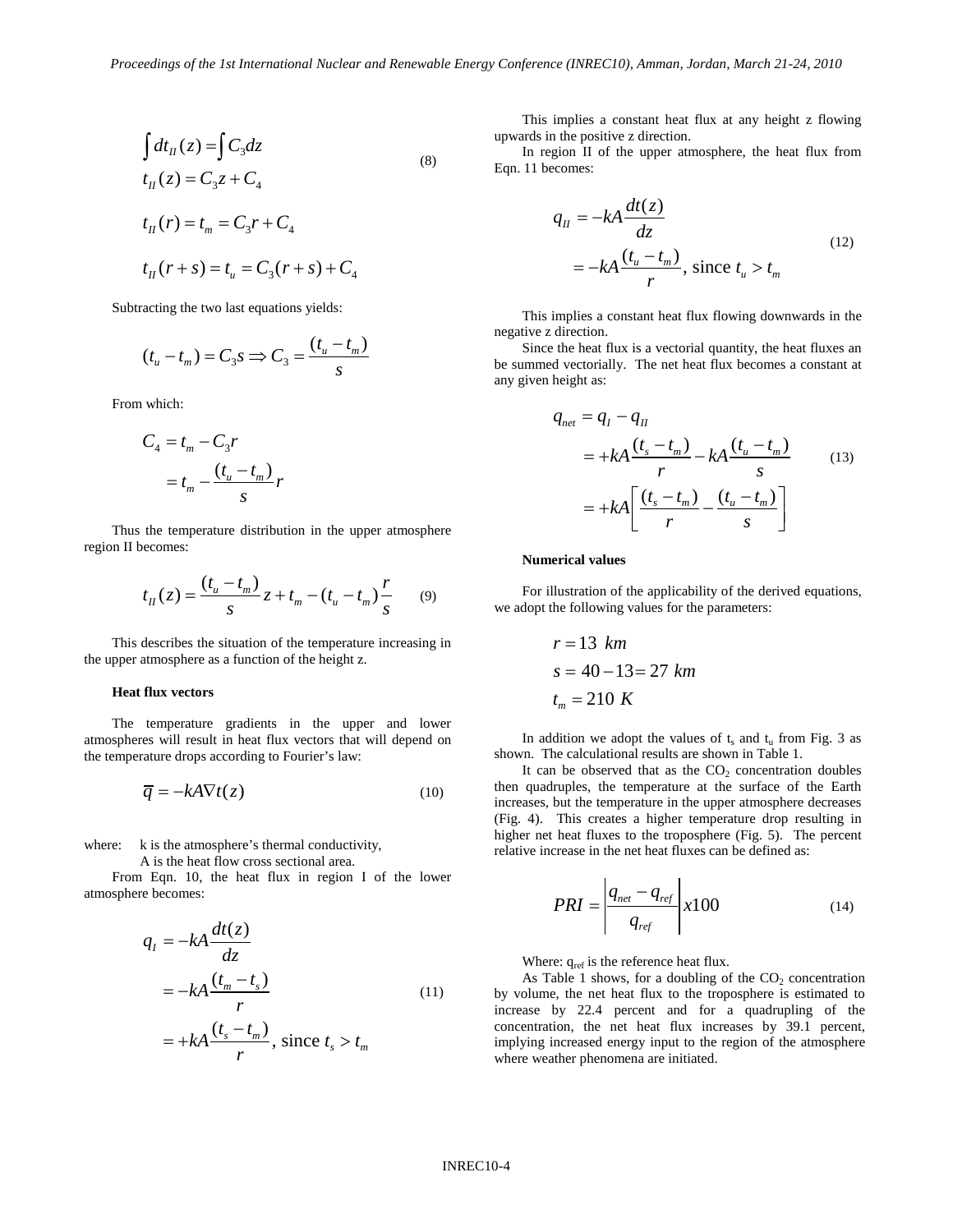$$\int dt_{II}(z) = \int C_3 dz$$
$$t_{II}(z) = C_3 z + C_4 \tag{8}$$

$$t_{II}(r) = t_m = C_3 r + C_4$$

$$t_{II}(r+s) = t_u = C_3(r+s) + C_4$$

Subtracting the two last equations yields:

$$(t_u - t_m) = C_3 s \Rightarrow C_3 = \frac{(t_u - t_m)}{s}$$

From which:

$$C_4 = t_m - C_3 r$$
$$= t_m - \frac{(t_u - t_m)}{s} r$$

Thus the temperature distribution in the upper atmosphere region II becomes:

$$t_{II}(z) = \frac{(t_u - t_m)}{s} z + t_m - (t_u - t_m)\frac{r}{s} \tag{9}$$

This describes the situation of the temperature increasing in the upper atmosphere as a function of the height z.

**Heat flux vectors**

The temperature gradients in the upper and lower atmospheres will result in heat flux vectors that will depend on the temperature drops according to Fourier's law:

$$\overline{q} = -kA\nabla t(z) \tag{10}$$

where: k is the atmosphere's thermal conductivity,
A is the heat flow cross sectional area.

From Eqn. 10, the heat flux in region I of the lower atmosphere becomes:

$$q_I = -kA\frac{dt(z)}{dz}$$
$$= -kA\frac{(t_m - t_s)}{r} \tag{11}$$
$$= +kA\frac{(t_s - t_m)}{r}, \text{ since } t_s > t_m$$

This implies a constant heat flux at any height z flowing upwards in the positive z direction.

In region II of the upper atmosphere, the heat flux from Eqn. 11 becomes:

$$q_{II} = -kA\frac{dt(z)}{dz}$$
$$= -kA\frac{(t_u - t_m)}{r}, \text{ since } t_u > t_m \tag{12}$$

This implies a constant heat flux flowing downwards in the negative z direction.

Since the heat flux is a vectorial quantity, the heat fluxes an be summed vectorially. The net heat flux becomes a constant at any given height as:

$$q_{net} = q_I - q_{II}$$
$$= +kA\frac{(t_s - t_m)}{r} - kA\frac{(t_u - t_m)}{s} \tag{13}$$
$$= +kA\left[\frac{(t_s - t_m)}{r} - \frac{(t_u - t_m)}{s}\right]$$

**Numerical values**

For illustration of the applicability of the derived equations, we adopt the following values for the parameters:

$$r = 13 \ km$$
$$s = 40 - 13 = 27 \ km$$
$$t_m = 210 \ K$$

In addition we adopt the values of $t_s$ and $t_u$ from Fig. 3 as shown. The calculational results are shown in Table 1.

It can be observed that as the $CO_2$ concentration doubles then quadruples, the temperature at the surface of the Earth increases, but the temperature in the upper atmosphere decreases (Fig. 4). This creates a higher temperature drop resulting in higher net heat fluxes to the troposphere (Fig. 5). The percent relative increase in the net heat fluxes can be defined as:

$$PRI = \left|\frac{q_{net} - q_{ref}}{q_{ref}}\right| x100 \tag{14}$$

Where: $q_{ref}$ is the reference heat flux.

As Table 1 shows, for a doubling of the $CO_2$ concentration by volume, the net heat flux to the troposphere is estimated to increase by 22.4 percent and for a quadrupling of the concentration, the net heat flux increases by 39.1 percent, implying increased energy input to the region of the atmosphere where weather phenomena are initiated.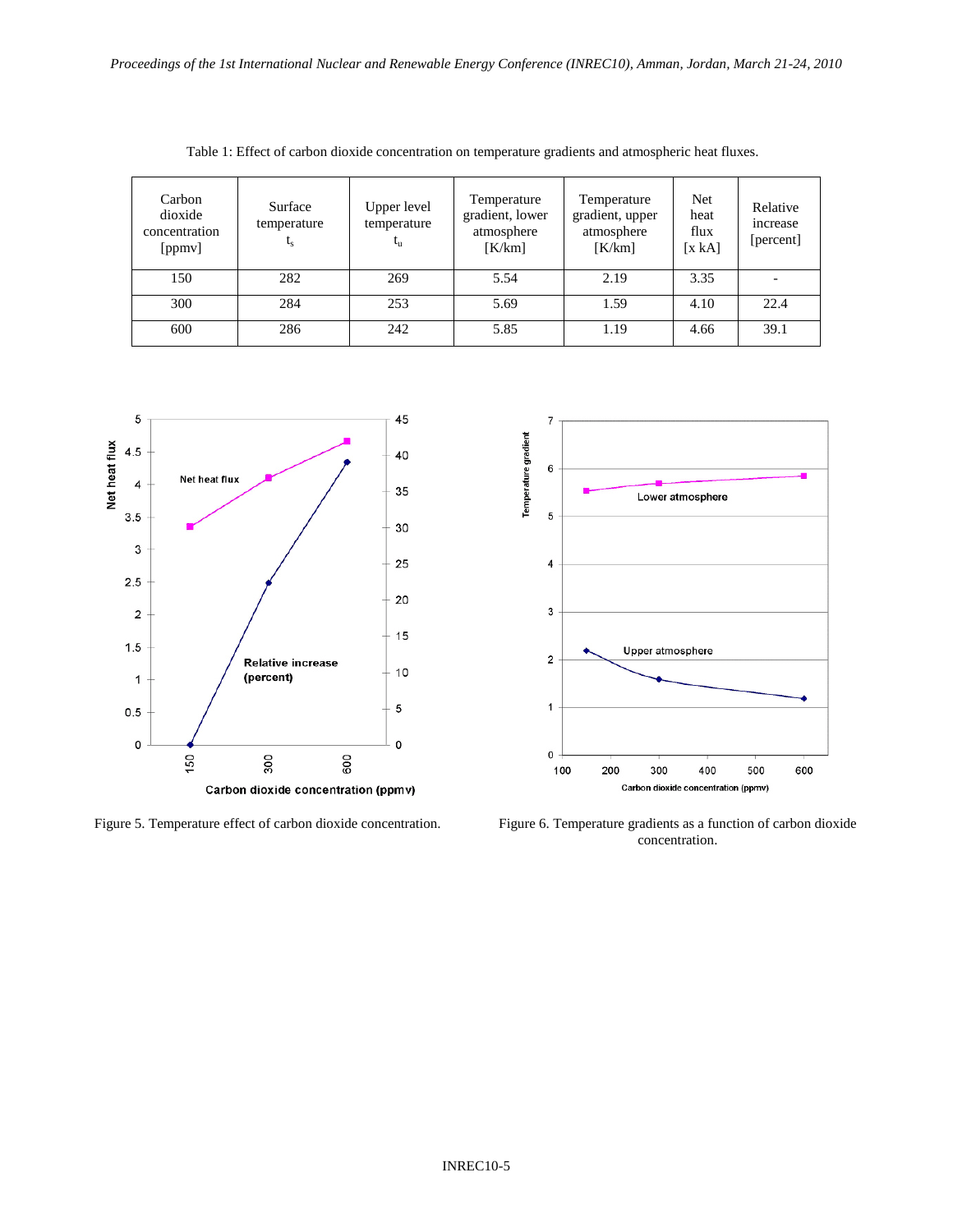Table 1: Effect of carbon dioxide concentration on temperature gradients and atmospheric heat fluxes.

| Carbon dioxide concentration [ppmv] | Surface temperature $t_s$ | Upper level temperature $t_u$ | Temperature gradient, lower atmosphere [K/km] | Temperature gradient, upper atmosphere [K/km] | Net heat flux [x kA] | Relative increase [percent] |
|---|---|---|---|---|---|---|
| 150 | 282 | 269 | 5.54 | 2.19 | 3.35 | - |
| 300 | 284 | 253 | 5.69 | 1.59 | 4.10 | 22.4 |
| 600 | 286 | 242 | 5.85 | 1.19 | 4.66 | 39.1 |

Figure 5. Temperature effect of carbon dioxide concentration.

Figure 6. Temperature gradients as a function of carbon dioxide concentration.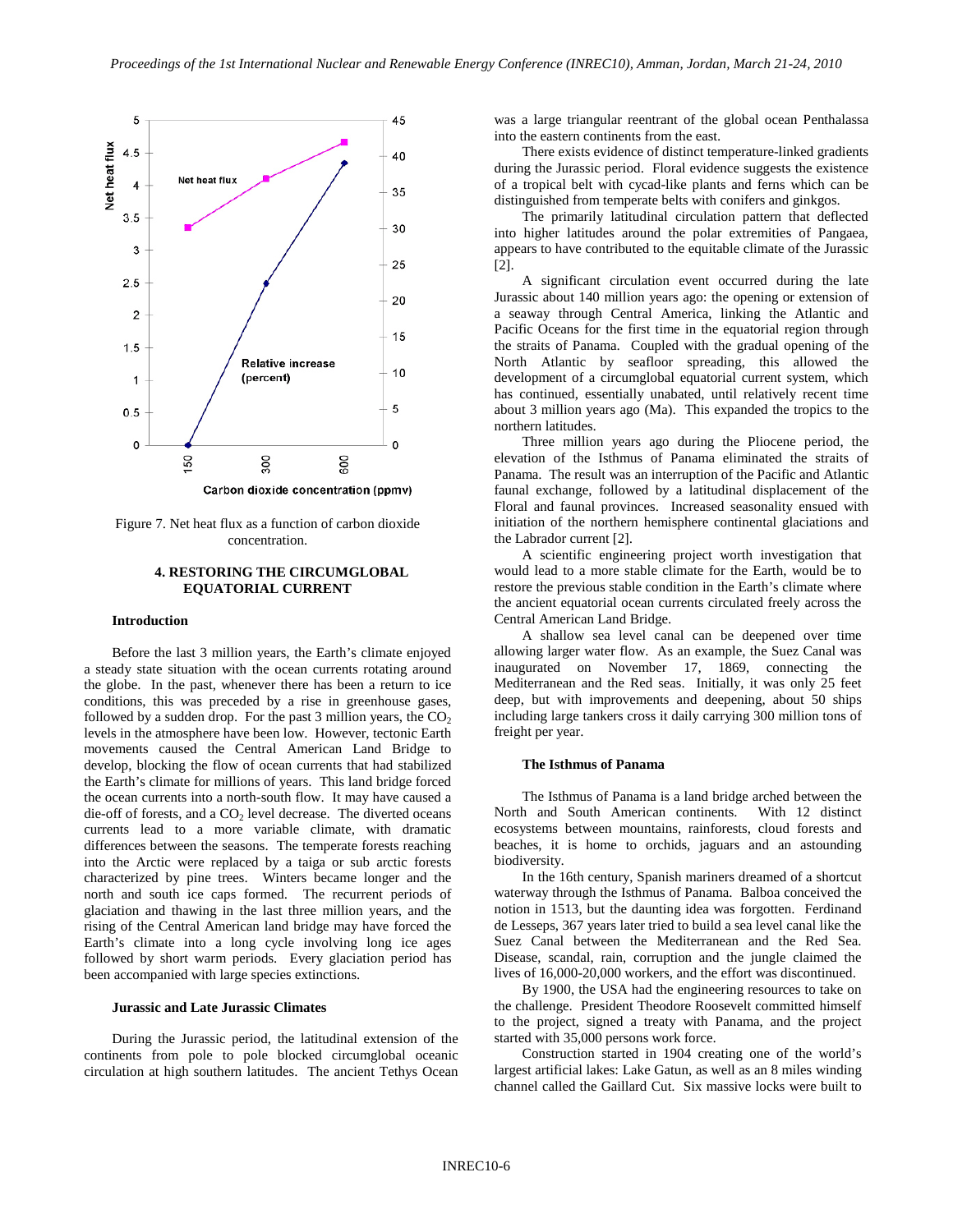Figure 7. Net heat flux as a function of carbon dioxide concentration.

## 4. RESTORING THE CIRCUMGLOBAL EQUATORIAL CURRENT

### Introduction

Before the last 3 million years, the Earth's climate enjoyed a steady state situation with the ocean currents rotating around the globe. In the past, whenever there has been a return to ice conditions, this was preceded by a rise in greenhouse gases, followed by a sudden drop. For the past 3 million years, the $CO_2$ levels in the atmosphere have been low. However, tectonic Earth movements caused the Central American Land Bridge to develop, blocking the flow of ocean currents that had stabilized the Earth's climate for millions of years. This land bridge forced the ocean currents into a north-south flow. It may have caused a die-off of forests, and a $CO_2$ level decrease. The diverted oceans currents lead to a more variable climate, with dramatic differences between the seasons. The temperate forests reaching into the Arctic were replaced by a taiga or sub arctic forests characterized by pine trees. Winters became longer and the north and south ice caps formed. The recurrent periods of glaciation and thawing in the last three million years, and the rising of the Central American land bridge may have forced the Earth's climate into a long cycle involving long ice ages followed by short warm periods. Every glaciation period has been accompanied with large species extinctions.

### Jurassic and Late Jurassic Climates

During the Jurassic period, the latitudinal extension of the continents from pole to pole blocked circumglobal oceanic circulation at high southern latitudes. The ancient Tethys Ocean was a large triangular reentrant of the global ocean Penthalassa into the eastern continents from the east.

There exists evidence of distinct temperature-linked gradients during the Jurassic period. Floral evidence suggests the existence of a tropical belt with cycad-like plants and ferns which can be distinguished from temperate belts with conifers and ginkgos.

The primarily latitudinal circulation pattern that deflected into higher latitudes around the polar extremities of Pangaea, appears to have contributed to the equitable climate of the Jurassic [2].

A significant circulation event occurred during the late Jurassic about 140 million years ago: the opening or extension of a seaway through Central America, linking the Atlantic and Pacific Oceans for the first time in the equatorial region through the straits of Panama. Coupled with the gradual opening of the North Atlantic by seafloor spreading, this allowed the development of a circumglobal equatorial current system, which has continued, essentially unabated, until relatively recent time about 3 million years ago (Ma). This expanded the tropics to the northern latitudes.

Three million years ago during the Pliocene period, the elevation of the Isthmus of Panama eliminated the straits of Panama. The result was an interruption of the Pacific and Atlantic faunal exchange, followed by a latitudinal displacement of the Floral and faunal provinces. Increased seasonality ensued with initiation of the northern hemisphere continental glaciations and the Labrador current [2].

A scientific engineering project worth investigation that would lead to a more stable climate for the Earth, would be to restore the previous stable condition in the Earth's climate where the ancient equatorial ocean currents circulated freely across the Central American Land Bridge.

A shallow sea level canal can be deepened over time allowing larger water flow. As an example, the Suez Canal was inaugurated on November 17, 1869, connecting the Mediterranean and the Red seas. Initially, it was only 25 feet deep, but with improvements and deepening, about 50 ships including large tankers cross it daily carrying 300 million tons of freight per year.

### The Isthmus of Panama

The Isthmus of Panama is a land bridge arched between the North and South American continents. With 12 distinct ecosystems between mountains, rainforests, cloud forests and beaches, it is home to orchids, jaguars and an astounding biodiversity.

In the 16th century, Spanish mariners dreamed of a shortcut waterway through the Isthmus of Panama. Balboa conceived the notion in 1513, but the daunting idea was forgotten. Ferdinand de Lesseps, 367 years later tried to build a sea level canal like the Suez Canal between the Mediterranean and the Red Sea. Disease, scandal, rain, corruption and the jungle claimed the lives of 16,000-20,000 workers, and the effort was discontinued.

By 1900, the USA had the engineering resources to take on the challenge. President Theodore Roosevelt committed himself to the project, signed a treaty with Panama, and the project started with 35,000 persons work force.

Construction started in 1904 creating one of the world's largest artificial lakes: Lake Gatun, as well as an 8 miles winding channel called the Gaillard Cut. Six massive locks were built to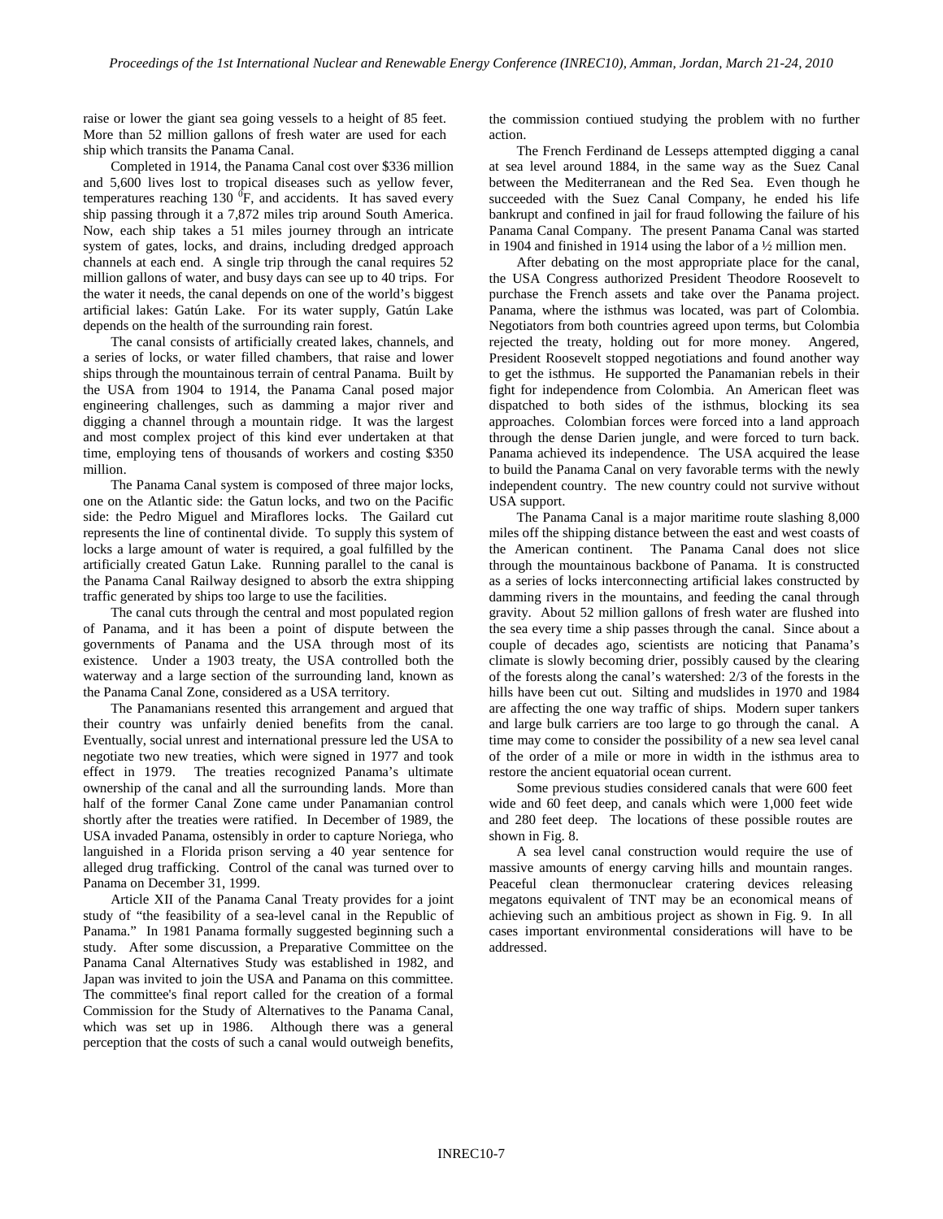raise or lower the giant sea going vessels to a height of 85 feet. More than 52 million gallons of fresh water are used for each ship which transits the Panama Canal.

Completed in 1914, the Panama Canal cost over \$336 million and 5,600 lives lost to tropical diseases such as yellow fever, temperatures reaching 130 $^0$F, and accidents. It has saved every ship passing through it a 7,872 miles trip around South America. Now, each ship takes a 51 miles journey through an intricate system of gates, locks, and drains, including dredged approach channels at each end. A single trip through the canal requires 52 million gallons of water, and busy days can see up to 40 trips. For the water it needs, the canal depends on one of the world's biggest artificial lakes: Gatún Lake. For its water supply, Gatún Lake depends on the health of the surrounding rain forest.

The canal consists of artificially created lakes, channels, and a series of locks, or water filled chambers, that raise and lower ships through the mountainous terrain of central Panama. Built by the USA from 1904 to 1914, the Panama Canal posed major engineering challenges, such as damming a major river and digging a channel through a mountain ridge. It was the largest and most complex project of this kind ever undertaken at that time, employing tens of thousands of workers and costing \$350 million.

The Panama Canal system is composed of three major locks, one on the Atlantic side: the Gatun locks, and two on the Pacific side: the Pedro Miguel and Miraflores locks. The Gailard cut represents the line of continental divide. To supply this system of locks a large amount of water is required, a goal fulfilled by the artificially created Gatun Lake. Running parallel to the canal is the Panama Canal Railway designed to absorb the extra shipping traffic generated by ships too large to use the facilities.

The canal cuts through the central and most populated region of Panama, and it has been a point of dispute between the governments of Panama and the USA through most of its existence. Under a 1903 treaty, the USA controlled both the waterway and a large section of the surrounding land, known as the Panama Canal Zone, considered as a USA territory.

The Panamanians resented this arrangement and argued that their country was unfairly denied benefits from the canal. Eventually, social unrest and international pressure led the USA to negotiate two new treaties, which were signed in 1977 and took effect in 1979. The treaties recognized Panama's ultimate ownership of the canal and all the surrounding lands. More than half of the former Canal Zone came under Panamanian control shortly after the treaties were ratified. In December of 1989, the USA invaded Panama, ostensibly in order to capture Noriega, who languished in a Florida prison serving a 40 year sentence for alleged drug trafficking. Control of the canal was turned over to Panama on December 31, 1999.

Article XII of the Panama Canal Treaty provides for a joint study of "the feasibility of a sea-level canal in the Republic of Panama." In 1981 Panama formally suggested beginning such a study. After some discussion, a Preparative Committee on the Panama Canal Alternatives Study was established in 1982, and Japan was invited to join the USA and Panama on this committee. The committee's final report called for the creation of a formal Commission for the Study of Alternatives to the Panama Canal, which was set up in 1986. Although there was a general perception that the costs of such a canal would outweigh benefits, the commission contiued studying the problem with no further action.

The French Ferdinand de Lesseps attempted digging a canal at sea level around 1884, in the same way as the Suez Canal between the Mediterranean and the Red Sea. Even though he succeeded with the Suez Canal Company, he ended his life bankrupt and confined in jail for fraud following the failure of his Panama Canal Company. The present Panama Canal was started in 1904 and finished in 1914 using the labor of a ½ million men.

After debating on the most appropriate place for the canal, the USA Congress authorized President Theodore Roosevelt to purchase the French assets and take over the Panama project. Panama, where the isthmus was located, was part of Colombia. Negotiators from both countries agreed upon terms, but Colombia rejected the treaty, holding out for more money. Angered, President Roosevelt stopped negotiations and found another way to get the isthmus. He supported the Panamanian rebels in their fight for independence from Colombia. An American fleet was dispatched to both sides of the isthmus, blocking its sea approaches. Colombian forces were forced into a land approach through the dense Darien jungle, and were forced to turn back. Panama achieved its independence. The USA acquired the lease to build the Panama Canal on very favorable terms with the newly independent country. The new country could not survive without USA support.

The Panama Canal is a major maritime route slashing 8,000 miles off the shipping distance between the east and west coasts of the American continent. The Panama Canal does not slice through the mountainous backbone of Panama. It is constructed as a series of locks interconnecting artificial lakes constructed by damming rivers in the mountains, and feeding the canal through gravity. About 52 million gallons of fresh water are flushed into the sea every time a ship passes through the canal. Since about a couple of decades ago, scientists are noticing that Panama's climate is slowly becoming drier, possibly caused by the clearing of the forests along the canal's watershed: 2/3 of the forests in the hills have been cut out. Silting and mudslides in 1970 and 1984 are affecting the one way traffic of ships. Modern super tankers and large bulk carriers are too large to go through the canal. A time may come to consider the possibility of a new sea level canal of the order of a mile or more in width in the isthmus area to restore the ancient equatorial ocean current.

Some previous studies considered canals that were 600 feet wide and 60 feet deep, and canals which were 1,000 feet wide and 280 feet deep. The locations of these possible routes are shown in Fig. 8.

A sea level canal construction would require the use of massive amounts of energy carving hills and mountain ranges. Peaceful clean thermonuclear cratering devices releasing megatons equivalent of TNT may be an economical means of achieving such an ambitious project as shown in Fig. 9. In all cases important environmental considerations will have to be addressed.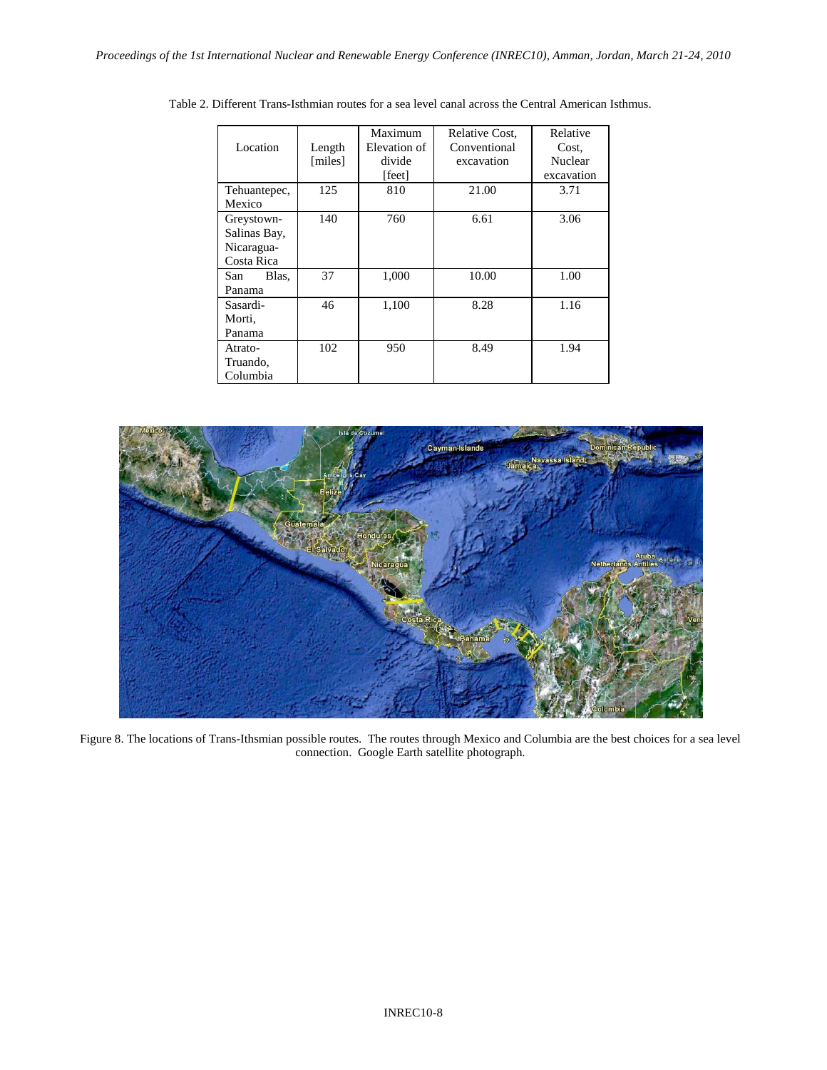Table 2. Different Trans-Isthmian routes for a sea level canal across the Central American Isthmus.

| Location | Length [miles] | Maximum Elevation of divide [feet] | Relative Cost, Conventional excavation | Relative Cost, Nuclear excavation |
|---|---|---|---|---|
| Tehuantepec, Mexico | 125 | 810 | 21.00 | 3.71 |
| Greystown-Salinas Bay, Nicaragua-Costa Rica | 140 | 760 | 6.61 | 3.06 |
| San Blas, Panama | 37 | 1,000 | 10.00 | 1.00 |
| Sasardi-Morti, Panama | 46 | 1,100 | 8.28 | 1.16 |
| Atrato-Truando, Columbia | 102 | 950 | 8.49 | 1.94 |

Figure 8. The locations of Trans-Ithsmian possible routes. The routes through Mexico and Columbia are the best choices for a sea level connection. Google Earth satellite photograph.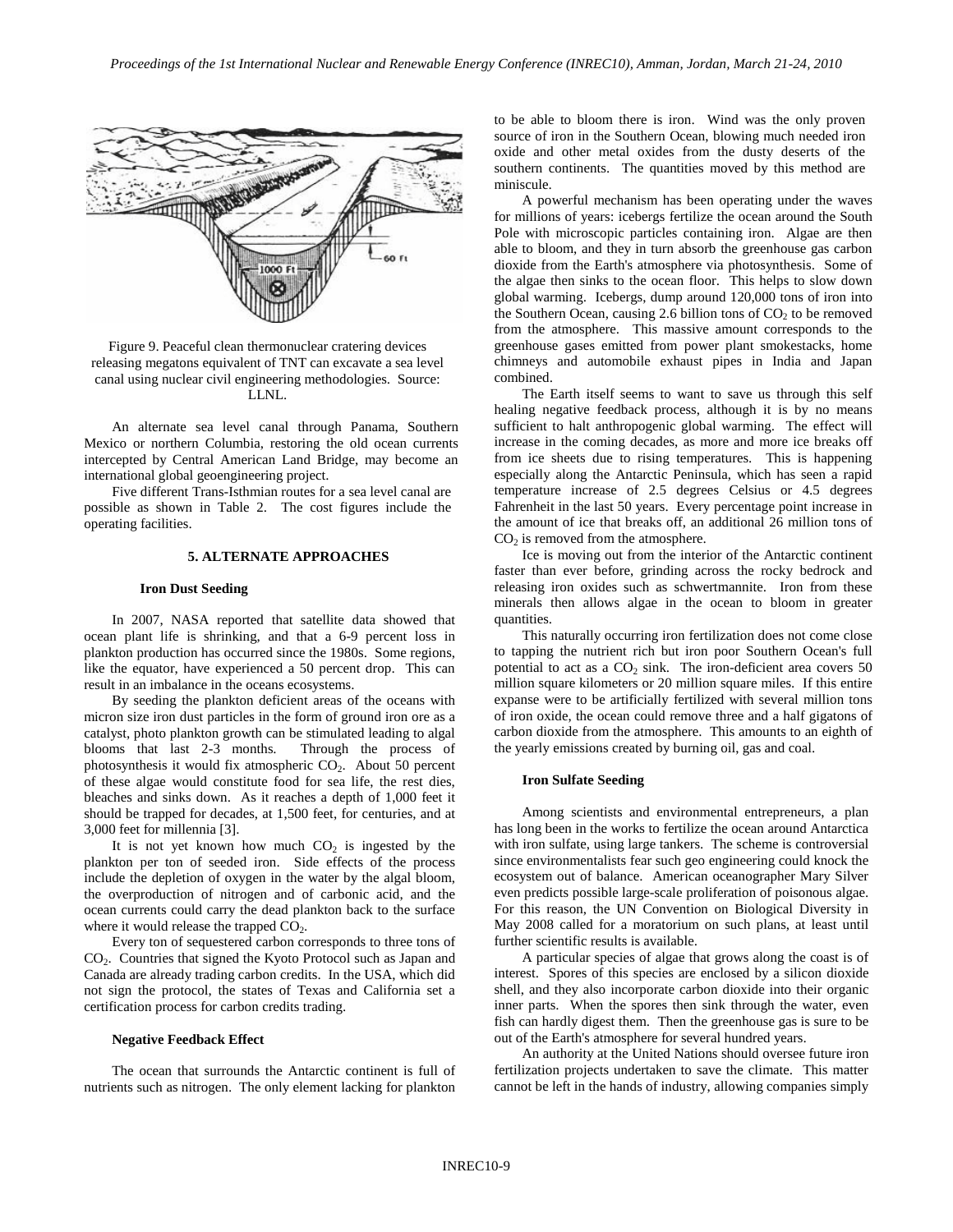Figure 9. Peaceful clean thermonuclear cratering devices releasing megatons equivalent of TNT can excavate a sea level canal using nuclear civil engineering methodologies. Source: LLNL.

An alternate sea level canal through Panama, Southern Mexico or northern Columbia, restoring the old ocean currents intercepted by Central American Land Bridge, may become an international global geoengineering project.

Five different Trans-Isthmian routes for a sea level canal are possible as shown in Table 2. The cost figures include the operating facilities.

## 5. ALTERNATE APPROACHES

### Iron Dust Seeding

In 2007, NASA reported that satellite data showed that ocean plant life is shrinking, and that a 6-9 percent loss in plankton production has occurred since the 1980s. Some regions, like the equator, have experienced a 50 percent drop. This can result in an imbalance in the oceans ecosystems.

By seeding the plankton deficient areas of the oceans with micron size iron dust particles in the form of ground iron ore as a catalyst, photo plankton growth can be stimulated leading to algal blooms that last 2-3 months. Through the process of photosynthesis it would fix atmospheric $CO_2$. About 50 percent of these algae would constitute food for sea life, the rest dies, bleaches and sinks down. As it reaches a depth of 1,000 feet it should be trapped for decades, at 1,500 feet, for centuries, and at 3,000 feet for millennia [3].

It is not yet known how much $CO_2$ is ingested by the plankton per ton of seeded iron. Side effects of the process include the depletion of oxygen in the water by the algal bloom, the overproduction of nitrogen and of carbonic acid, and the ocean currents could carry the dead plankton back to the surface where it would release the trapped $CO_2$.

Every ton of sequestered carbon corresponds to three tons of $CO_2$. Countries that signed the Kyoto Protocol such as Japan and Canada are already trading carbon credits. In the USA, which did not sign the protocol, the states of Texas and California set a certification process for carbon credits trading.

### Negative Feedback Effect

The ocean that surrounds the Antarctic continent is full of nutrients such as nitrogen. The only element lacking for plankton to be able to bloom there is iron. Wind was the only proven source of iron in the Southern Ocean, blowing much needed iron oxide and other metal oxides from the dusty deserts of the southern continents. The quantities moved by this method are miniscule.

A powerful mechanism has been operating under the waves for millions of years: icebergs fertilize the ocean around the South Pole with microscopic particles containing iron. Algae are then able to bloom, and they in turn absorb the greenhouse gas carbon dioxide from the Earth's atmosphere via photosynthesis. Some of the algae then sinks to the ocean floor. This helps to slow down global warming. Icebergs, dump around 120,000 tons of iron into the Southern Ocean, causing 2.6 billion tons of $CO_2$ to be removed from the atmosphere. This massive amount corresponds to the greenhouse gases emitted from power plant smokestacks, home chimneys and automobile exhaust pipes in India and Japan combined.

The Earth itself seems to want to save us through this self healing negative feedback process, although it is by no means sufficient to halt anthropogenic global warming. The effect will increase in the coming decades, as more and more ice breaks off from ice sheets due to rising temperatures. This is happening especially along the Antarctic Peninsula, which has seen a rapid temperature increase of 2.5 degrees Celsius or 4.5 degrees Fahrenheit in the last 50 years. Every percentage point increase in the amount of ice that breaks off, an additional 26 million tons of $CO_2$ is removed from the atmosphere.

Ice is moving out from the interior of the Antarctic continent faster than ever before, grinding across the rocky bedrock and releasing iron oxides such as schwertmannite. Iron from these minerals then allows algae in the ocean to bloom in greater quantities.

This naturally occurring iron fertilization does not come close to tapping the nutrient rich but iron poor Southern Ocean's full potential to act as a $CO_2$ sink. The iron-deficient area covers 50 million square kilometers or 20 million square miles. If this entire expanse were to be artificially fertilized with several million tons of iron oxide, the ocean could remove three and a half gigatons of carbon dioxide from the atmosphere. This amounts to an eighth of the yearly emissions created by burning oil, gas and coal.

### Iron Sulfate Seeding

Among scientists and environmental entrepreneurs, a plan has long been in the works to fertilize the ocean around Antarctica with iron sulfate, using large tankers. The scheme is controversial since environmentalists fear such geo engineering could knock the ecosystem out of balance. American oceanographer Mary Silver even predicts possible large-scale proliferation of poisonous algae. For this reason, the UN Convention on Biological Diversity in May 2008 called for a moratorium on such plans, at least until further scientific results is available.

A particular species of algae that grows along the coast is of interest. Spores of this species are enclosed by a silicon dioxide shell, and they also incorporate carbon dioxide into their organic inner parts. When the spores then sink through the water, even fish can hardly digest them. Then the greenhouse gas is sure to be out of the Earth's atmosphere for several hundred years.

An authority at the United Nations should oversee future iron fertilization projects undertaken to save the climate. This matter cannot be left in the hands of industry, allowing companies simply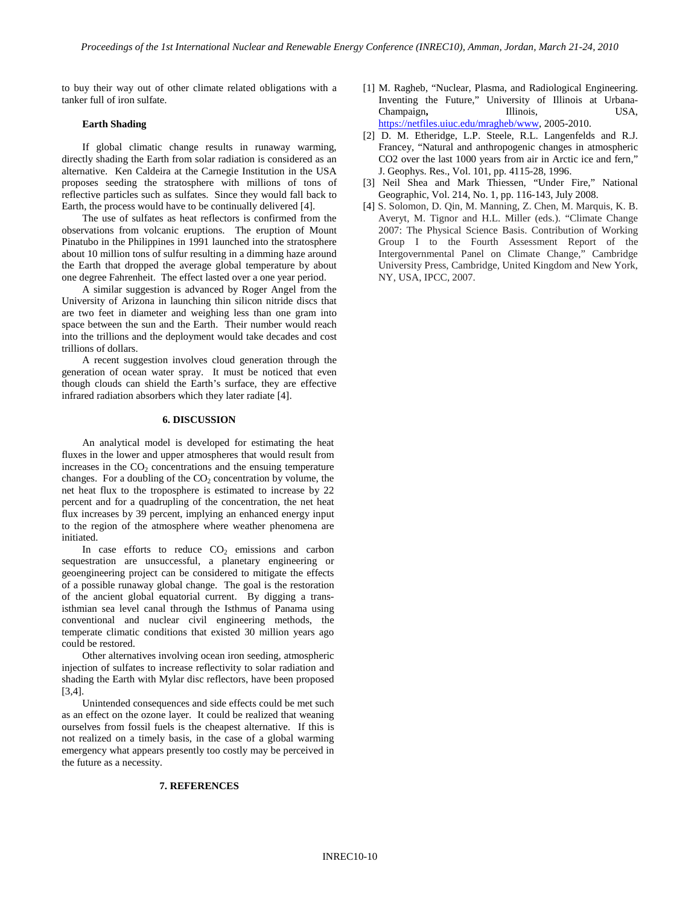to buy their way out of other climate related obligations with a tanker full of iron sulfate.

**Earth Shading**

If global climatic change results in runaway warming, directly shading the Earth from solar radiation is considered as an alternative. Ken Caldeira at the Carnegie Institution in the USA proposes seeding the stratosphere with millions of tons of reflective particles such as sulfates. Since they would fall back to Earth, the process would have to be continually delivered [4].

The use of sulfates as heat reflectors is confirmed from the observations from volcanic eruptions. The eruption of Mount Pinatubo in the Philippines in 1991 launched into the stratosphere about 10 million tons of sulfur resulting in a dimming haze around the Earth that dropped the average global temperature by about one degree Fahrenheit. The effect lasted over a one year period.

A similar suggestion is advanced by Roger Angel from the University of Arizona in launching thin silicon nitride discs that are two feet in diameter and weighing less than one gram into space between the sun and the Earth. Their number would reach into the trillions and the deployment would take decades and cost trillions of dollars.

A recent suggestion involves cloud generation through the generation of ocean water spray. It must be noticed that even though clouds can shield the Earth's surface, they are effective infrared radiation absorbers which they later radiate [4].

## 6. DISCUSSION

An analytical model is developed for estimating the heat fluxes in the lower and upper atmospheres that would result from increases in the $CO_2$ concentrations and the ensuing temperature changes. For a doubling of the $CO_2$ concentration by volume, the net heat flux to the troposphere is estimated to increase by 22 percent and for a quadrupling of the concentration, the net heat flux increases by 39 percent, implying an enhanced energy input to the region of the atmosphere where weather phenomena are initiated.

In case efforts to reduce $CO_2$ emissions and carbon sequestration are unsuccessful, a planetary engineering or geoengineering project can be considered to mitigate the effects of a possible runaway global change. The goal is the restoration of the ancient global equatorial current. By digging a trans-isthmian sea level canal through the Isthmus of Panama using conventional and nuclear civil engineering methods, the temperate climatic conditions that existed 30 million years ago could be restored.

Other alternatives involving ocean iron seeding, atmospheric injection of sulfates to increase reflectivity to solar radiation and shading the Earth with Mylar disc reflectors, have been proposed [3,4].

Unintended consequences and side effects could be met such as an effect on the ozone layer. It could be realized that weaning ourselves from fossil fuels is the cheapest alternative. If this is not realized on a timely basis, in the case of a global warming emergency what appears presently too costly may be perceived in the future as a necessity.

## 7. REFERENCES

[1] M. Ragheb, "Nuclear, Plasma, and Radiological Engineering. Inventing the Future," University of Illinois at Urbana-Champaign, Illinois, USA, https://netfiles.uiuc.edu/mragheb/www, 2005-2010.

[2] D. M. Etheridge, L.P. Steele, R.L. Langenfelds and R.J. Francey, "Natural and anthropogenic changes in atmospheric CO2 over the last 1000 years from air in Arctic ice and fern," J. Geophys. Res., Vol. 101, pp. 4115-28, 1996.

[3] Neil Shea and Mark Thiessen, "Under Fire," National Geographic, Vol. 214, No. 1, pp. 116-143, July 2008.

[4] S. Solomon, D. Qin, M. Manning, Z. Chen, M. Marquis, K. B. Averyt, M. Tignor and H.L. Miller (eds.). "Climate Change 2007: The Physical Science Basis. Contribution of Working Group I to the Fourth Assessment Report of the Intergovernmental Panel on Climate Change," Cambridge University Press, Cambridge, United Kingdom and New York, NY, USA, IPCC, 2007.